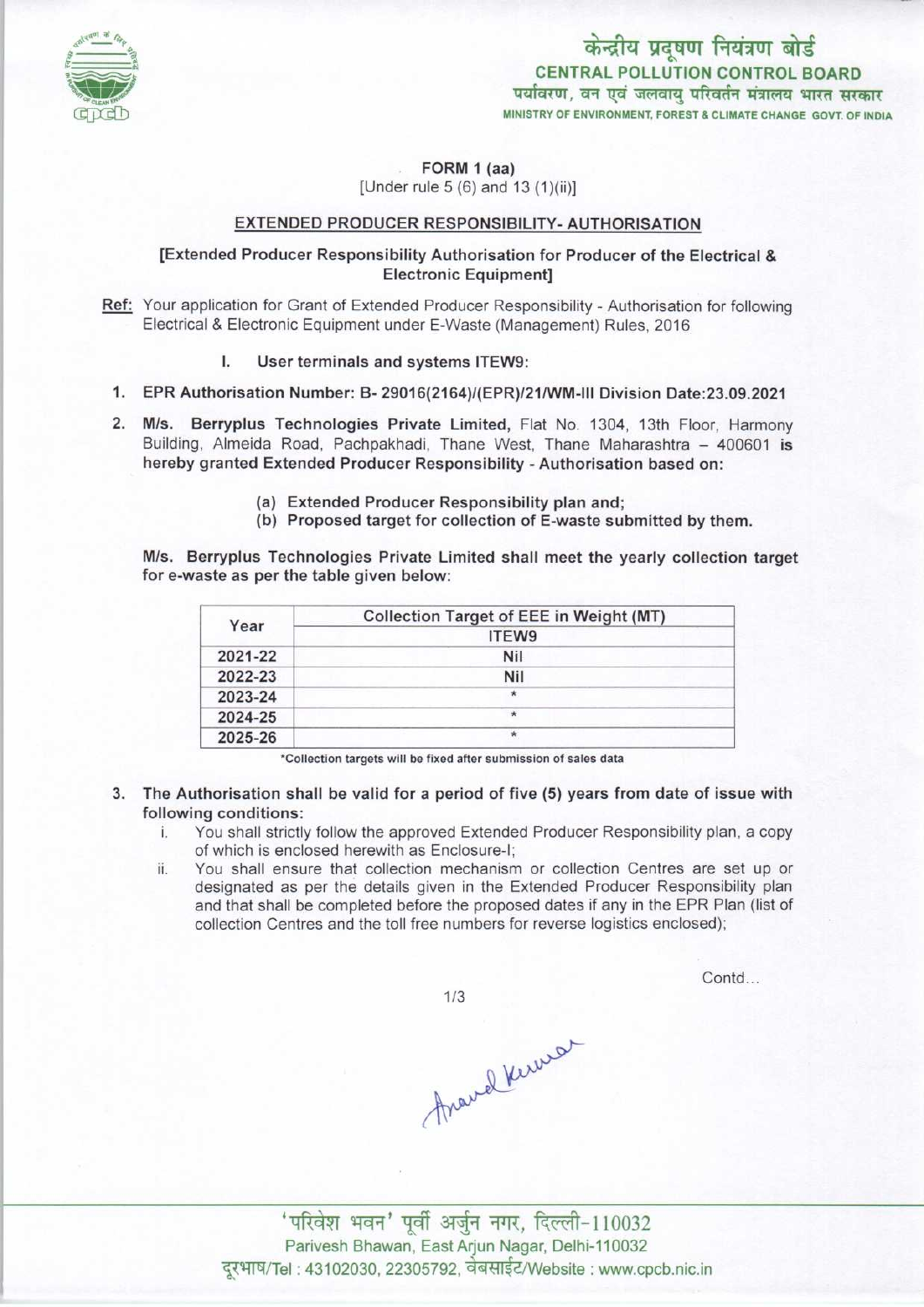केन्द्रीय प्रदूषण नियंत्रण बोर्ड
CENTRAL POLLUTION CONTROL BOARD
पर्यावरण, वन एवं जलवायु परिवर्तन मंत्रालय भारत सरकार
MINISTRY OF ENVIRONMENT, FOREST & CLIMATE CHANGE GOVT. OF INDIA

**FORM 1 (aa)**
[Under rule 5 (6) and 13 (1)(ii)]

**EXTENDED PRODUCER RESPONSIBILITY- AUTHORISATION**

**[Extended Producer Responsibility Authorisation for Producer of the Electrical & Electronic Equipment]**

Ref: Your application for Grant of Extended Producer Responsibility - Authorisation for following Electrical & Electronic Equipment under E-Waste (Management) Rules, 2016

I. User terminals and systems ITEW9:

1. **EPR Authorisation Number: B- 29016(2164)/(EPR)/21/WM-III Division Date:23.09.2021**

2. **M/s. Berryplus Technologies Private Limited,** Flat No. 1304, 13th Floor, Harmony Building, Almeida Road, Pachpakhadi, Thane West, Thane Maharashtra – 400601 **is hereby granted Extended Producer Responsibility - Authorisation based on:**

   (a) **Extended Producer Responsibility plan and;**
   (b) **Proposed target for collection of E-waste submitted by them.**

**M/s. Berryplus Technologies Private Limited shall meet the yearly collection target for e-waste as per the table given below:**

| Year | Collection Target of EEE in Weight (MT) |
|---|---|
| | ITEW9 |
| 2021-22 | Nil |
| 2022-23 | Nil |
| 2023-24 | * |
| 2024-25 | * |
| 2025-26 | * |

*Collection targets will be fixed after submission of sales data

3. **The Authorisation shall be valid for a period of five (5) years from date of issue with following conditions:**
   i. You shall strictly follow the approved Extended Producer Responsibility plan, a copy of which is enclosed herewith as Enclosure-I;
   ii. You shall ensure that collection mechanism or collection Centres are set up or designated as per the details given in the Extended Producer Responsibility plan and that shall be completed before the proposed dates if any in the EPR Plan (list of collection Centres and the toll free numbers for reverse logistics enclosed);

Contd...

Anand Kumar

'परिवेश भवन' पूर्वी अर्जुन नगर, दिल्ली-110032
Parivesh Bhawan, East Arjun Nagar, Delhi-110032
दूरभाष/Tel : 43102030, 22305792, वेबसाईट/Website : www.cpcb.nic.in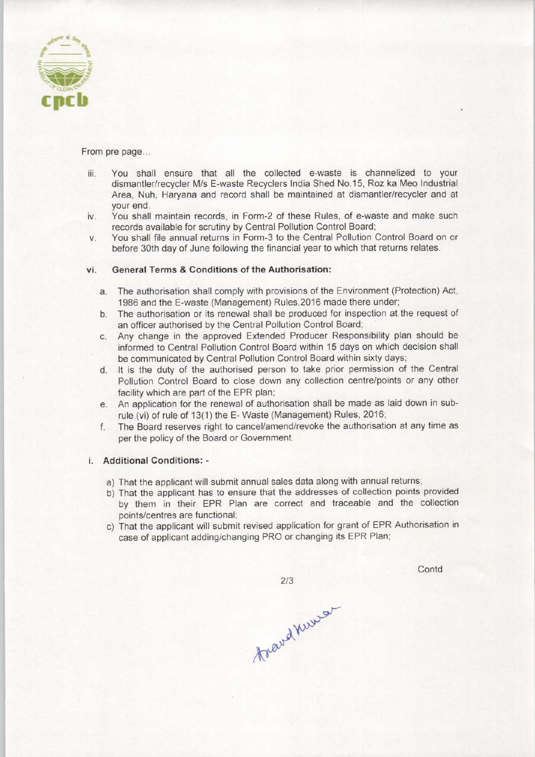From pre page...

iii. You shall ensure that all the collected e-waste is channelized to your dismantler/recycler M/s E-waste Recyclers India Shed No.15, Roz ka Meo Industrial Area, Nuh, Haryana and record shall be maintained at dismantler/recycler and at your end.

iv. You shall maintain records, in Form-2 of these Rules, of e-waste and make such records available for scrutiny by Central Pollution Control Board;

v. You shall file annual returns in Form-3 to the Central Pollution Control Board on or before 30th day of June following the financial year to which that returns relates.

vi. **General Terms & Conditions of the Authorisation:**

a. The authorisation shall comply with provisions of the Environment (Protection) Act, 1986 and the E-waste (Management) Rules,2016 made there under;

b. The authorisation or its renewal shall be produced for inspection at the request of an officer authorised by the Central Pollution Control Board;

c. Any change in the approved Extended Producer Responsibility plan should be informed to Central Pollution Control Board within 15 days on which decision shall be communicated by Central Pollution Control Board within sixty days;

d. It is the duty of the authorised person to take prior permission of the Central Pollution Control Board to close down any collection centre/points or any other facility which are part of the EPR plan;

e. An application for the renewal of authorisation shall be made as laid down in sub-rule (vi) of rule of 13(1) the E- Waste (Management) Rules, 2016;

f. The Board reserves right to cancel/amend/revoke the authorisation at any time as per the policy of the Board or Government.

i. **Additional Conditions: -**

a) That the applicant will submit annual sales data along with annual returns;

b) That the applicant has to ensure that the addresses of collection points provided by them in their EPR Plan are correct and traceable and the collection points/centres are functional;

c) That the applicant will submit revised application for grant of EPR Authorisation in case of applicant adding/changing PRO or changing its EPR Plan;

Contd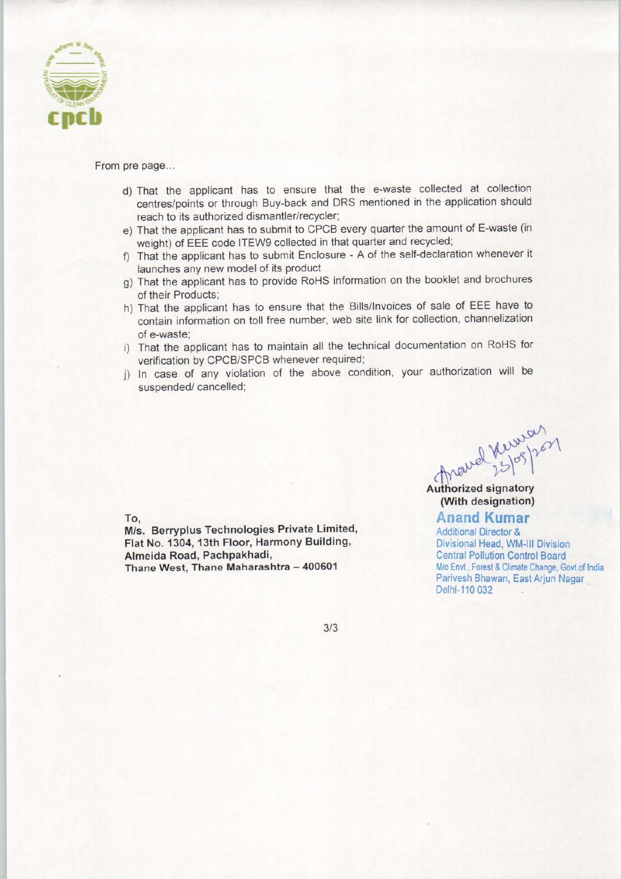From pre page...

d) That the applicant has to ensure that the e-waste collected at collection centres/points or through Buy-back and DRS mentioned in the application should reach to its authorized dismantler/recycler;
e) That the applicant has to submit to CPCB every quarter the amount of E-waste (in weight) of EEE code ITEW9 collected in that quarter and recycled;
f) That the applicant has to submit Enclosure - A of the self-declaration whenever it launches any new model of its product
g) That the applicant has to provide RoHS information on the booklet and brochures of their Products;
h) That the applicant has to ensure that the Bills/Invoices of sale of EEE have to contain information on toll free number, web site link for collection, channelization of e-waste;
i) That the applicant has to maintain all the technical documentation on RoHS for verification by CPCB/SPCB whenever required;
j) In case of any violation of the above condition, your authorization will be suspended/ cancelled;

Anand Kumar 23/05/2021

**Authorized signatory**
**(With designation)**

**Anand Kumar**
Additional Director &
Divisional Head, WM-III Division
Central Pollution Control Board
M/o Envt., Forest & Climate Change, Govt.of India
Parivesh Bhawan, East Arjun Nagar
Delhi-110 032

To,
**M/s. Berryplus Technologies Private Limited,**
**Flat No. 1304, 13th Floor, Harmony Building,**
**Almeida Road, Pachpakhadi,**
**Thane West, Thane Maharashtra – 400601**